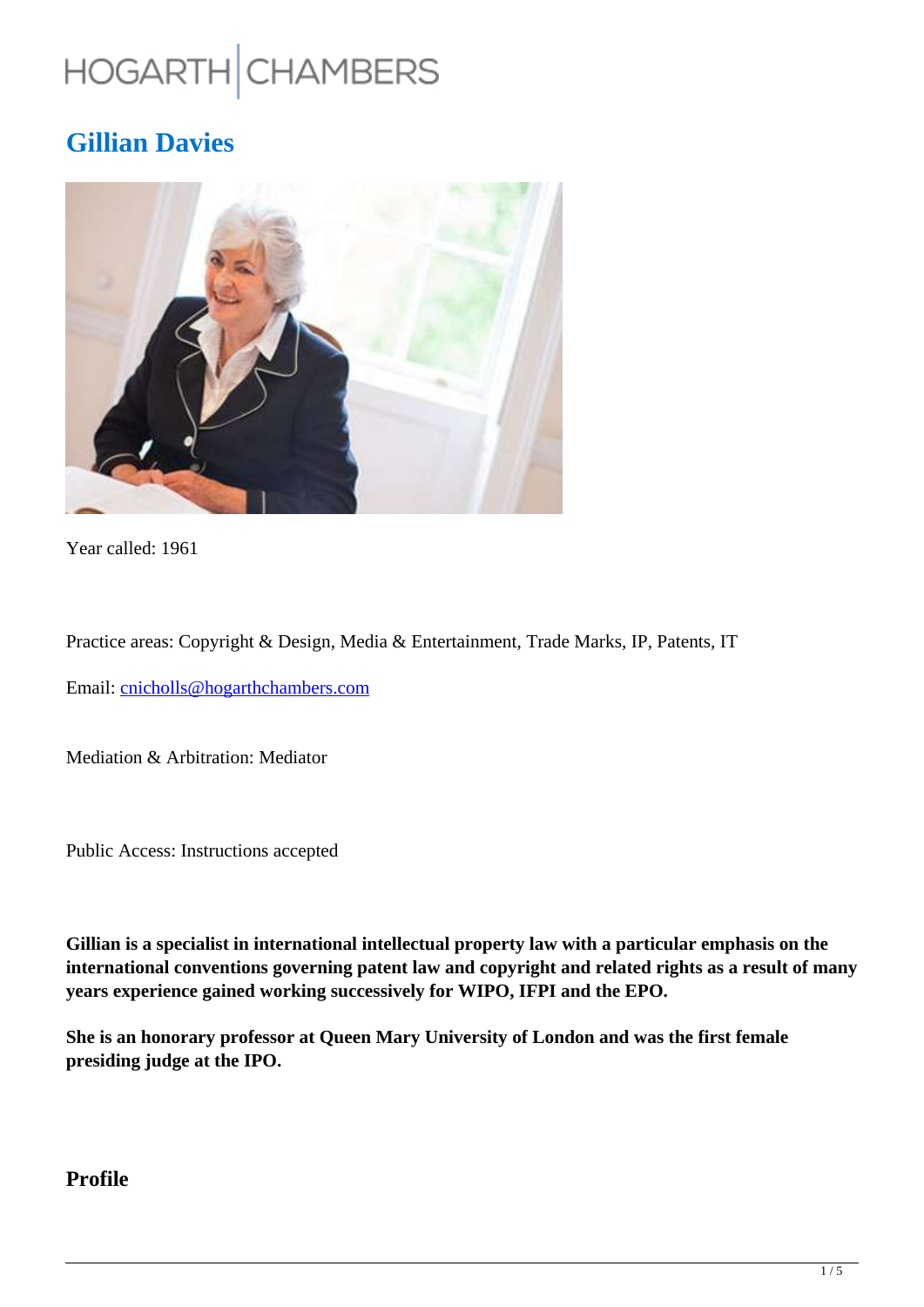# HOGARTH | CHAMBERS

## Gillian Davies

Year called: 1961

Practice areas: Copyright & Design, Media & Entertainment, Trade Marks, IP, Patents, IT

Email: cnicholls@hogarthchambers.com

Mediation & Arbitration: Mediator

Public Access: Instructions accepted

**Gillian is a specialist in international intellectual property law with a particular emphasis on the international conventions governing patent law and copyright and related rights as a result of many years experience gained working successively for WIPO, IFPI and the EPO.**

**She is an honorary professor at Queen Mary University of London and was the first female presiding judge at the IPO.**

### Profile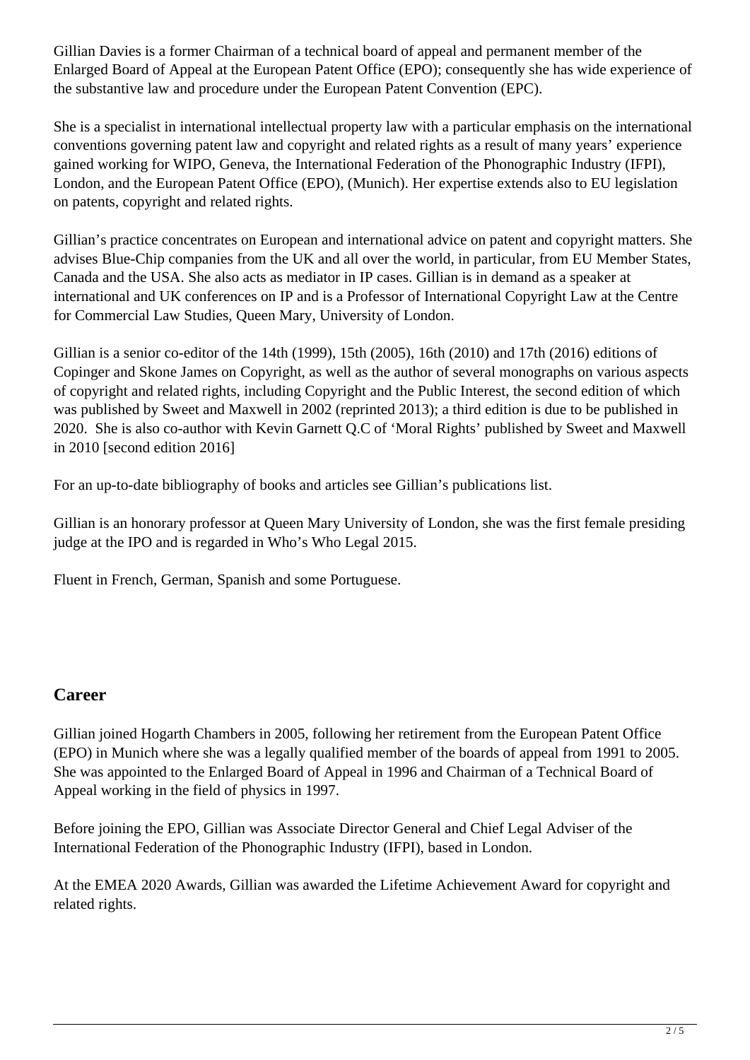Gillian Davies is a former Chairman of a technical board of appeal and permanent member of the Enlarged Board of Appeal at the European Patent Office (EPO); consequently she has wide experience of the substantive law and procedure under the European Patent Convention (EPC).

She is a specialist in international intellectual property law with a particular emphasis on the international conventions governing patent law and copyright and related rights as a result of many years' experience gained working for WIPO, Geneva, the International Federation of the Phonographic Industry (IFPI), London, and the European Patent Office (EPO), (Munich). Her expertise extends also to EU legislation on patents, copyright and related rights.

Gillian's practice concentrates on European and international advice on patent and copyright matters. She advises Blue-Chip companies from the UK and all over the world, in particular, from EU Member States, Canada and the USA. She also acts as mediator in IP cases. Gillian is in demand as a speaker at international and UK conferences on IP and is a Professor of International Copyright Law at the Centre for Commercial Law Studies, Queen Mary, University of London.

Gillian is a senior co-editor of the 14th (1999), 15th (2005), 16th (2010) and 17th (2016) editions of Copinger and Skone James on Copyright, as well as the author of several monographs on various aspects of copyright and related rights, including Copyright and the Public Interest, the second edition of which was published by Sweet and Maxwell in 2002 (reprinted 2013); a third edition is due to be published in 2020. She is also co-author with Kevin Garnett Q.C of 'Moral Rights' published by Sweet and Maxwell in 2010 [second edition 2016]

For an up-to-date bibliography of books and articles see Gillian's publications list.

Gillian is an honorary professor at Queen Mary University of London, she was the first female presiding judge at the IPO and is regarded in Who's Who Legal 2015.

Fluent in French, German, Spanish and some Portuguese.

## Career

Gillian joined Hogarth Chambers in 2005, following her retirement from the European Patent Office (EPO) in Munich where she was a legally qualified member of the boards of appeal from 1991 to 2005. She was appointed to the Enlarged Board of Appeal in 1996 and Chairman of a Technical Board of Appeal working in the field of physics in 1997.

Before joining the EPO, Gillian was Associate Director General and Chief Legal Adviser of the International Federation of the Phonographic Industry (IFPI), based in London.

At the EMEA 2020 Awards, Gillian was awarded the Lifetime Achievement Award for copyright and related rights.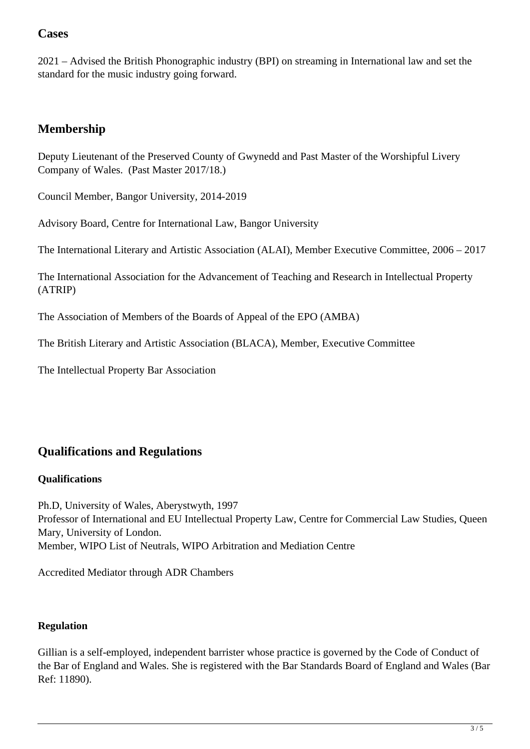## Cases

2021 – Advised the British Phonographic industry (BPI) on streaming in International law and set the standard for the music industry going forward.

## Membership

Deputy Lieutenant of the Preserved County of Gwynedd and Past Master of the Worshipful Livery Company of Wales. (Past Master 2017/18.)

Council Member, Bangor University, 2014-2019

Advisory Board, Centre for International Law, Bangor University

The International Literary and Artistic Association (ALAI), Member Executive Committee, 2006 – 2017

The International Association for the Advancement of Teaching and Research in Intellectual Property (ATRIP)

The Association of Members of the Boards of Appeal of the EPO (AMBA)

The British Literary and Artistic Association (BLACA), Member, Executive Committee

The Intellectual Property Bar Association

## Qualifications and Regulations

### Qualifications

Ph.D, University of Wales, Aberystwyth, 1997
Professor of International and EU Intellectual Property Law, Centre for Commercial Law Studies, Queen Mary, University of London.
Member, WIPO List of Neutrals, WIPO Arbitration and Mediation Centre

Accredited Mediator through ADR Chambers

### Regulation

Gillian is a self-employed, independent barrister whose practice is governed by the Code of Conduct of the Bar of England and Wales. She is registered with the Bar Standards Board of England and Wales (Bar Ref: 11890).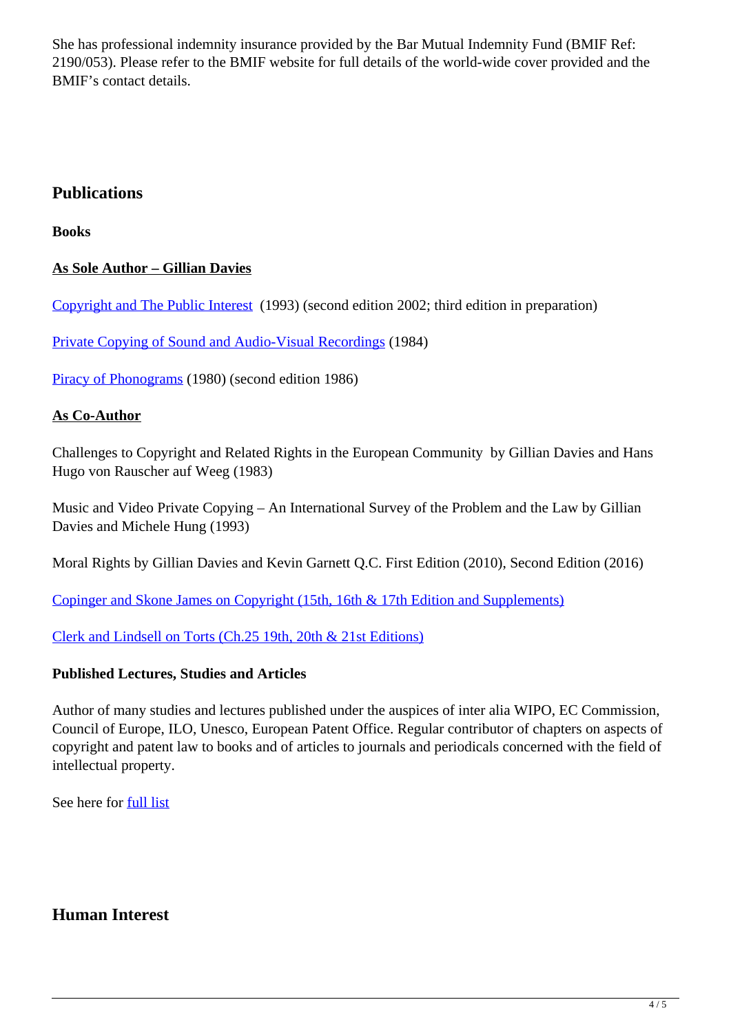She has professional indemnity insurance provided by the Bar Mutual Indemnity Fund (BMIF Ref: 2190/053). Please refer to the BMIF website for full details of the world-wide cover provided and the BMIF's contact details.

## Publications

**Books**

**As Sole Author – Gillian Davies**

Copyright and The Public Interest (1993) (second edition 2002; third edition in preparation)

Private Copying of Sound and Audio-Visual Recordings (1984)

Piracy of Phonograms (1980) (second edition 1986)

**As Co-Author**

Challenges to Copyright and Related Rights in the European Community by Gillian Davies and Hans Hugo von Rauscher auf Weeg (1983)

Music and Video Private Copying – An International Survey of the Problem and the Law by Gillian Davies and Michele Hung (1993)

Moral Rights by Gillian Davies and Kevin Garnett Q.C. First Edition (2010), Second Edition (2016)

Copinger and Skone James on Copyright (15th, 16th & 17th Edition and Supplements)

Clerk and Lindsell on Torts (Ch.25 19th, 20th & 21st Editions)

**Published Lectures, Studies and Articles**

Author of many studies and lectures published under the auspices of inter alia WIPO, EC Commission, Council of Europe, ILO, Unesco, European Patent Office. Regular contributor of chapters on aspects of copyright and patent law to books and of articles to journals and periodicals concerned with the field of intellectual property.

See here for full list

## Human Interest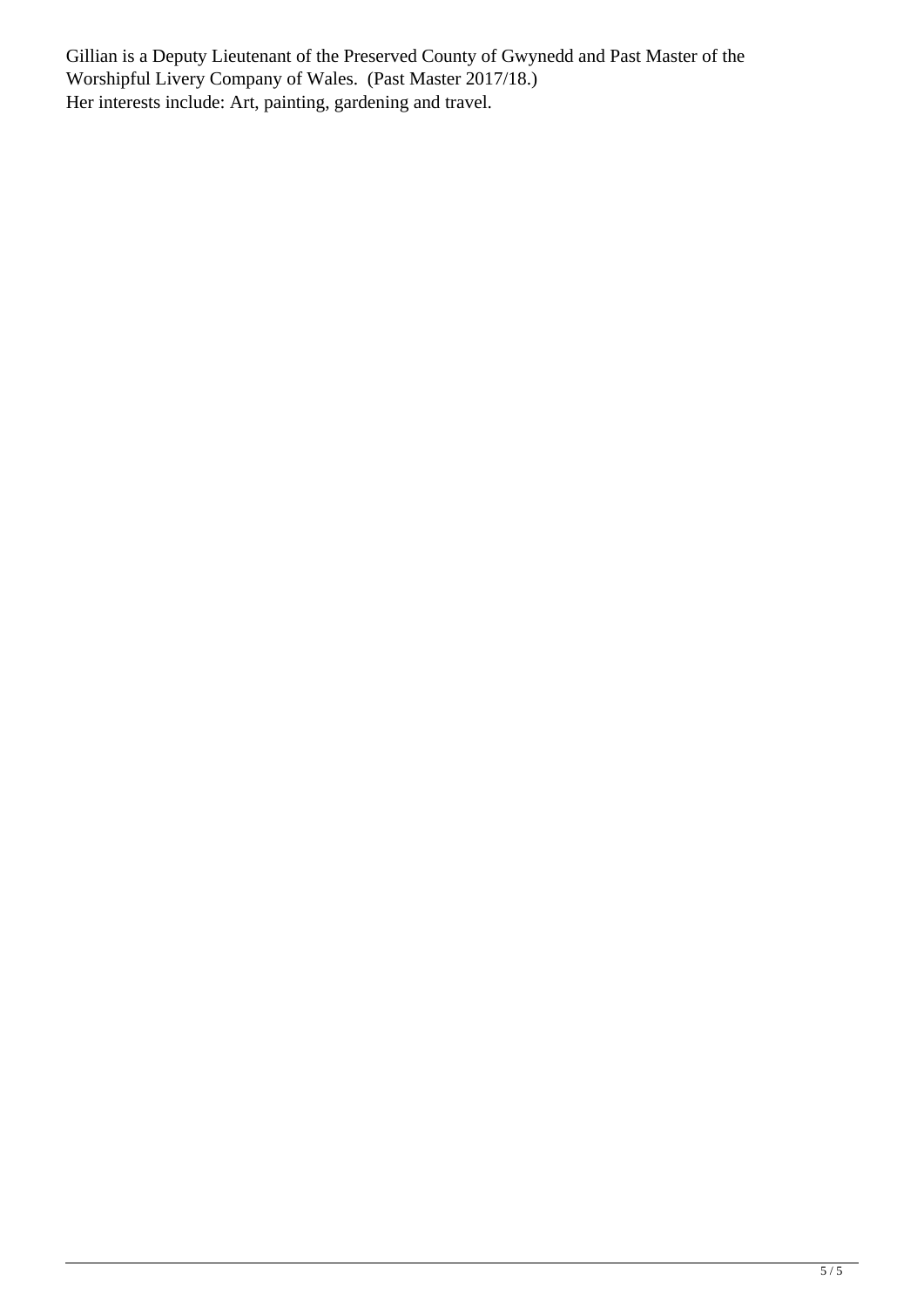Gillian is a Deputy Lieutenant of the Preserved County of Gwynedd and Past Master of the Worshipful Livery Company of Wales. (Past Master 2017/18.)
Her interests include: Art, painting, gardening and travel.